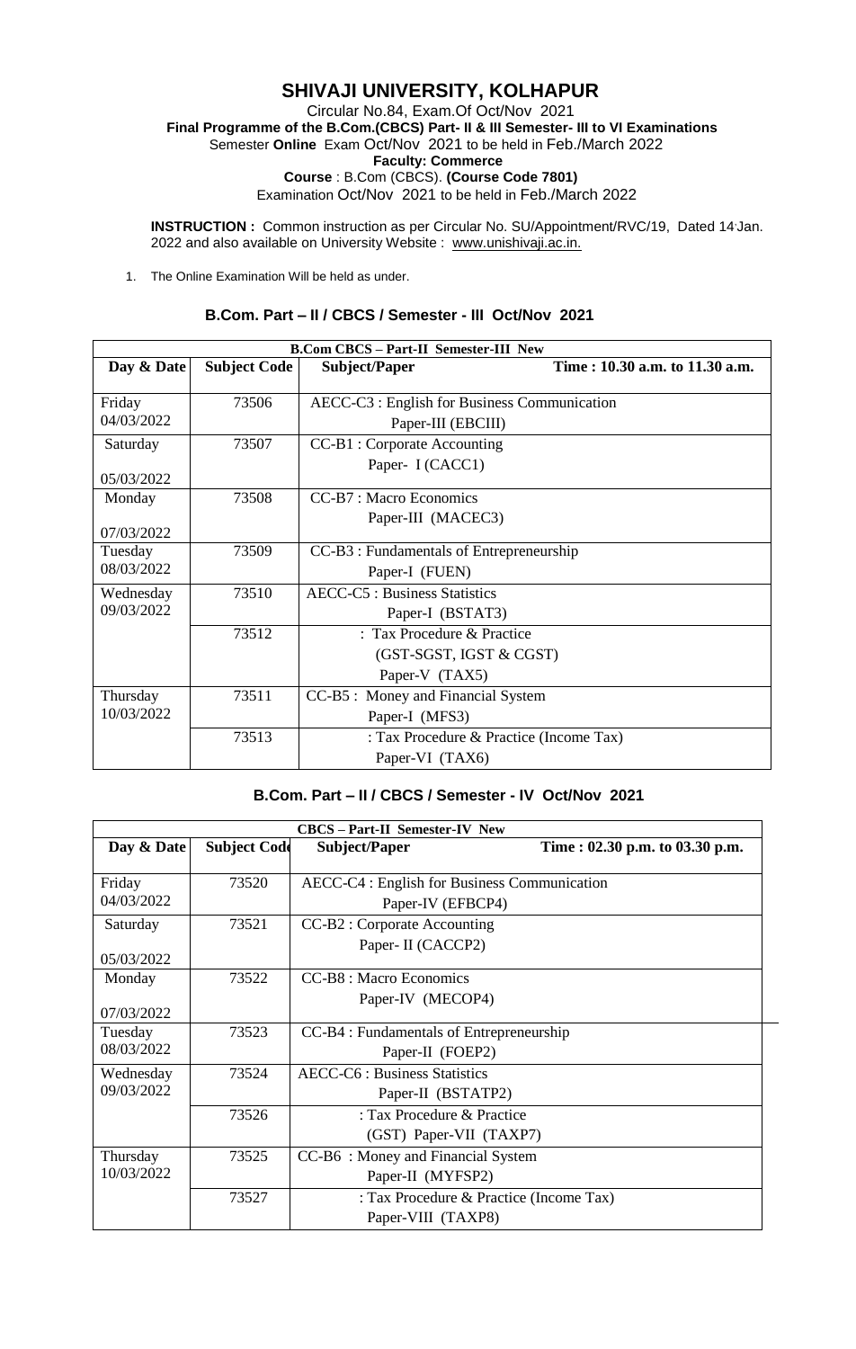# SHIVAJI UNIVERSITY, KOLHAPUR

Circular No.84, Exam.Of Oct/Nov 2021

**Final Programme of the B.Com.(CBCS) Part- II & III Semester- III to VI Examinations**

Semester **Online** Exam Oct/Nov 2021 to be held in Feb./March 2022

**Faculty: Commerce**

**Course** : B.Com (CBCS). **(Course Code 7801)**

Examination Oct/Nov 2021 to be held in Feb./March 2022

**INSTRUCTION :** Common instruction as per Circular No. SU/Appointment/RVC/19, Dated 14.Jan. 2022 and also available on University Website : www.unishivaji.ac.in.

1. The Online Examination Will be held as under.

## B.Com. Part – II / CBCS / Semester - III Oct/Nov 2021

| **B.Com CBCS – Part-II Semester-III New** | | | |
|---|---|---|---|
| **Day & Date** | **Subject Code** | **Subject/Paper** | **Time : 10.30 a.m. to 11.30 a.m.** |
| Friday 04/03/2022 | 73506 | AECC-C3 : English for Business Communication Paper-III (EBCIII) | |
| Saturday 05/03/2022 | 73507 | CC-B1 : Corporate Accounting Paper- I (CACC1) | |
| Monday 07/03/2022 | 73508 | CC-B7 : Macro Economics Paper-III (MACEC3) | |
| Tuesday 08/03/2022 | 73509 | CC-B3 : Fundamentals of Entrepreneurship Paper-I (FUEN) | |
| Wednesday 09/03/2022 | 73510 | AECC-C5 : Business Statistics Paper-I (BSTAT3) | |
| | 73512 | : Tax Procedure & Practice (GST-SGST, IGST & CGST) Paper-V (TAX5) | |
| Thursday 10/03/2022 | 73511 | CC-B5 : Money and Financial System Paper-I (MFS3) | |
| | 73513 | : Tax Procedure & Practice (Income Tax) Paper-VI (TAX6) | |

## B.Com. Part – II / CBCS / Semester - IV Oct/Nov 2021

| **CBCS – Part-II Semester-IV New** | | | |
|---|---|---|---|
| **Day & Date** | **Subject Code** | **Subject/Paper** | **Time : 02.30 p.m. to 03.30 p.m.** |
| Friday 04/03/2022 | 73520 | AECC-C4 : English for Business Communication Paper-IV (EFBCP4) | |
| Saturday 05/03/2022 | 73521 | CC-B2 : Corporate Accounting Paper- II (CACCP2) | |
| Monday 07/03/2022 | 73522 | CC-B8 : Macro Economics Paper-IV (MECOP4) | |
| Tuesday 08/03/2022 | 73523 | CC-B4 : Fundamentals of Entrepreneurship Paper-II (FOEP2) | |
| Wednesday 09/03/2022 | 73524 | AECC-C6 : Business Statistics Paper-II (BSTATP2) | |
| | 73526 | : Tax Procedure & Practice (GST) Paper-VII (TAXP7) | |
| Thursday 10/03/2022 | 73525 | CC-B6 : Money and Financial System Paper-II (MYFSP2) | |
| | 73527 | : Tax Procedure & Practice (Income Tax) Paper-VIII (TAXP8) | |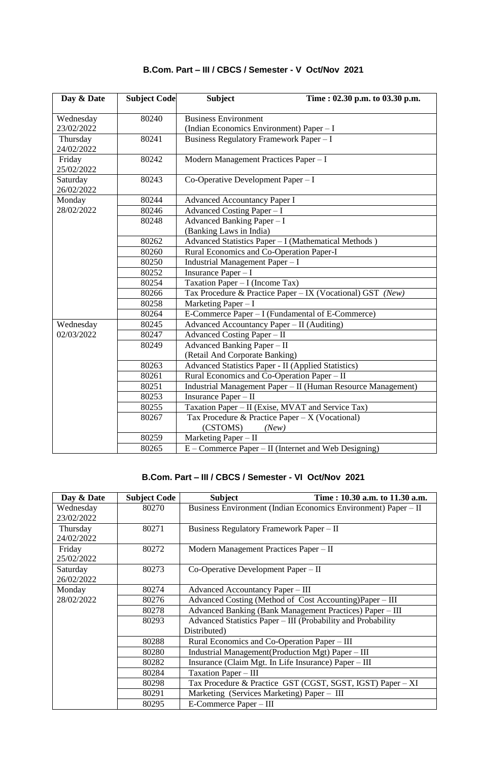### B.Com. Part – III / CBCS / Semester - V Oct/Nov 2021

| Day & Date | Subject Code | Subject Time : 02.30 p.m. to 03.30 p.m. |
|---|---|---|
| Wednesday 23/02/2022 | 80240 | Business Environment (Indian Economics Environment) Paper – I |
| Thursday 24/02/2022 | 80241 | Business Regulatory Framework Paper – I |
| Friday 25/02/2022 | 80242 | Modern Management Practices Paper – I |
| Saturday 26/02/2022 | 80243 | Co-Operative Development Paper – I |
| Monday 28/02/2022 | 80244 | Advanced Accountancy Paper I |
| | 80246 | Advanced Costing Paper – I |
| | 80248 | Advanced Banking Paper – I (Banking Laws in India) |
| | 80262 | Advanced Statistics Paper – I (Mathematical Methods ) |
| | 80260 | Rural Economics and Co-Operation Paper-I |
| | 80250 | Industrial Management Paper – I |
| | 80252 | Insurance Paper – I |
| | 80254 | Taxation Paper – I (Income Tax) |
| | 80266 | Tax Procedure & Practice Paper – IX (Vocational) GST *(New)* |
| | 80258 | Marketing Paper – I |
| | 80264 | E-Commerce Paper – I (Fundamental of E-Commerce) |
| Wednesday 02/03/2022 | 80245 | Advanced Accountancy Paper – II (Auditing) |
| | 80247 | Advanced Costing Paper – II |
| | 80249 | Advanced Banking Paper – II (Retail And Corporate Banking) |
| | 80263 | Advanced Statistics Paper - II (Applied Statistics) |
| | 80261 | Rural Economics and Co-Operation Paper – II |
| | 80251 | Industrial Management Paper – II (Human Resource Management) |
| | 80253 | Insurance Paper – II |
| | 80255 | Taxation Paper – II (Exise, MVAT and Service Tax) |
| | 80267 | Tax Procedure & Practice Paper – X (Vocational) (CSTOMS) *(New)* |
| | 80259 | Marketing Paper – II |
| | 80265 | E – Commerce Paper – II (Internet and Web Designing) |

### B.Com. Part – III / CBCS / Semester - VI Oct/Nov 2021

| Day & Date | Subject Code | Subject Time : 10.30 a.m. to 11.30 a.m. |
|---|---|---|
| Wednesday 23/02/2022 | 80270 | Business Environment (Indian Economics Environment) Paper – II |
| Thursday 24/02/2022 | 80271 | Business Regulatory Framework Paper – II |
| Friday 25/02/2022 | 80272 | Modern Management Practices Paper – II |
| Saturday 26/02/2022 | 80273 | Co-Operative Development Paper – II |
| Monday 28/02/2022 | 80274 | Advanced Accountancy Paper – III |
| | 80276 | Advanced Costing (Method of Cost Accounting)Paper – III |
| | 80278 | Advanced Banking (Bank Management Practices) Paper – III |
| | 80293 | Advanced Statistics Paper – III (Probability and Probability Distributed) |
| | 80288 | Rural Economics and Co-Operation Paper – III |
| | 80280 | Industrial Management(Production Mgt) Paper – III |
| | 80282 | Insurance (Claim Mgt. In Life Insurance) Paper – III |
| | 80284 | Taxation Paper – III |
| | 80298 | Tax Procedure & Practice GST (CGST, SGST, IGST) Paper – XI |
| | 80291 | Marketing (Services Marketing) Paper – III |
| | 80295 | E-Commerce Paper – III |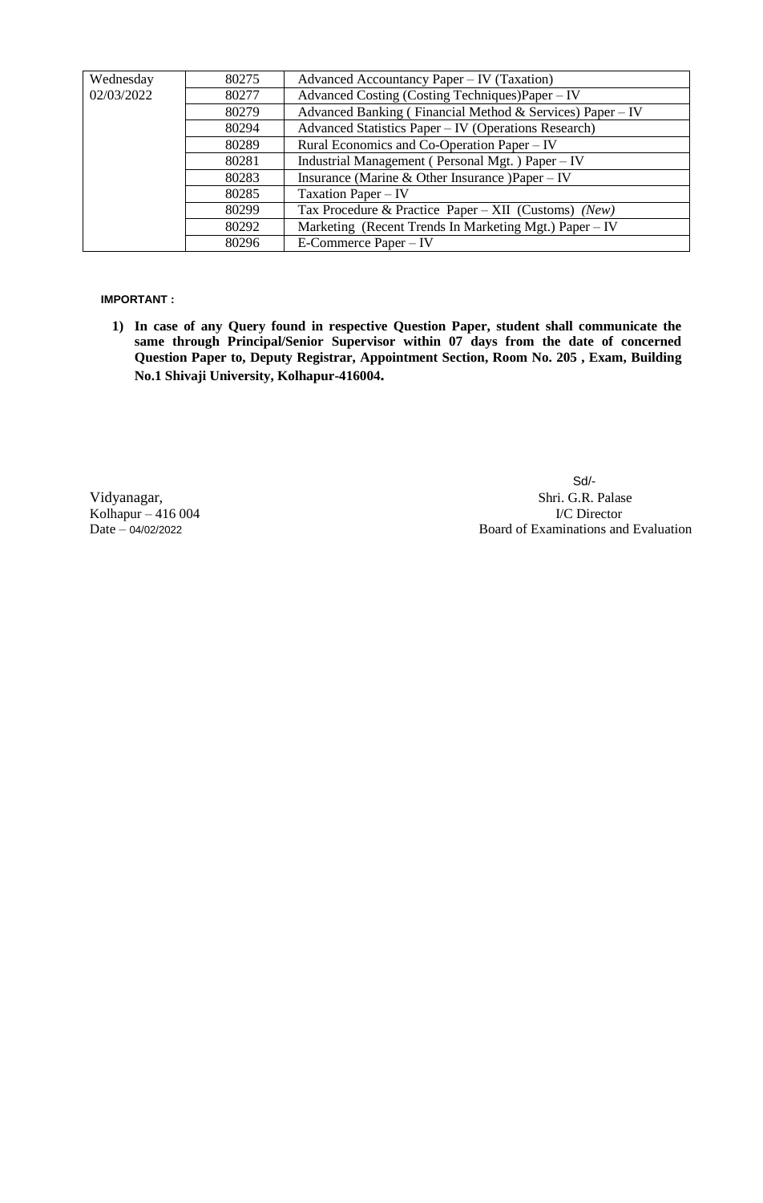| | | |
|---|---|---|
| Wednesday 02/03/2022 | 80275 | Advanced Accountancy Paper – IV (Taxation) |
| | 80277 | Advanced Costing (Costing Techniques)Paper – IV |
| | 80279 | Advanced Banking ( Financial Method & Services) Paper – IV |
| | 80294 | Advanced Statistics Paper – IV (Operations Research) |
| | 80289 | Rural Economics and Co-Operation Paper – IV |
| | 80281 | Industrial Management ( Personal Mgt. ) Paper – IV |
| | 80283 | Insurance (Marine & Other Insurance )Paper – IV |
| | 80285 | Taxation Paper – IV |
| | 80299 | Tax Procedure & Practice Paper – XII (Customs) *(New)* |
| | 80292 | Marketing (Recent Trends In Marketing Mgt.) Paper – IV |
| | 80296 | E-Commerce Paper – IV |

**IMPORTANT :**

1) **In case of any Query found in respective Question Paper, student shall communicate the same through Principal/Senior Supervisor within 07 days from the date of concerned Question Paper to, Deputy Registrar, Appointment Section, Room No. 205 , Exam, Building No.1 Shivaji University, Kolhapur-416004.**

Sd/-
Shri. G.R. Palase
I/C Director
Board of Examinations and Evaluation

Vidyanagar,
Kolhapur – 416 004
Date – 04/02/2022